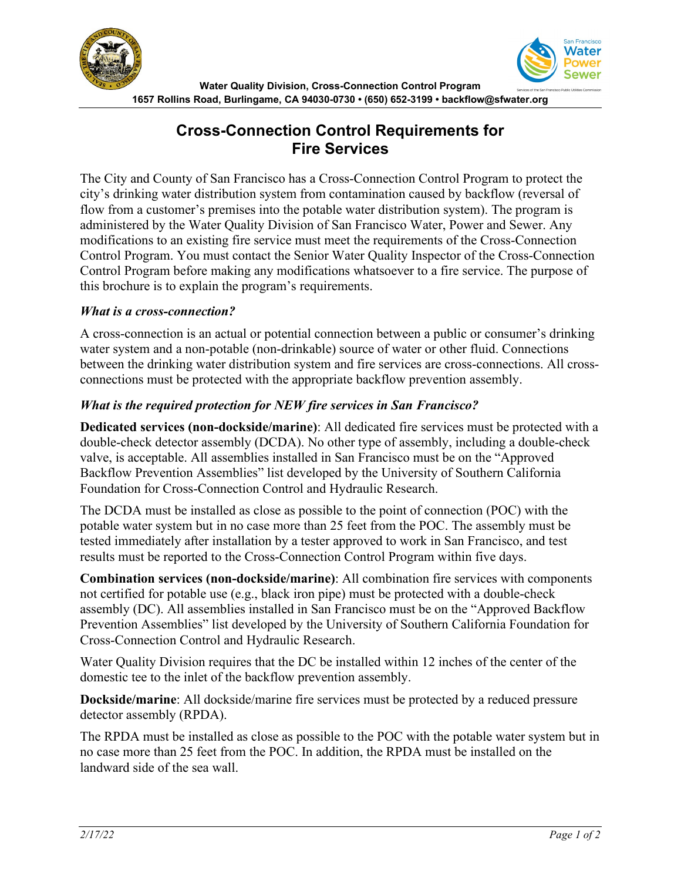Water Quality Division, Cross-Connection Control Program
1657 Rollins Road, Burlingame, CA 94030-0730 • (650) 652-3199 • backflow@sfwater.org

# Cross-Connection Control Requirements for Fire Services

The City and County of San Francisco has a Cross-Connection Control Program to protect the city's drinking water distribution system from contamination caused by backflow (reversal of flow from a customer's premises into the potable water distribution system). The program is administered by the Water Quality Division of San Francisco Water, Power and Sewer. Any modifications to an existing fire service must meet the requirements of the Cross-Connection Control Program. You must contact the Senior Water Quality Inspector of the Cross-Connection Control Program before making any modifications whatsoever to a fire service. The purpose of this brochure is to explain the program's requirements.

### *What is a cross-connection?*

A cross-connection is an actual or potential connection between a public or consumer's drinking water system and a non-potable (non-drinkable) source of water or other fluid. Connections between the drinking water distribution system and fire services are cross-connections. All cross-connections must be protected with the appropriate backflow prevention assembly.

### *What is the required protection for NEW fire services in San Francisco?*

**Dedicated services (non-dockside/marine)**: All dedicated fire services must be protected with a double-check detector assembly (DCDA). No other type of assembly, including a double-check valve, is acceptable. All assemblies installed in San Francisco must be on the "Approved Backflow Prevention Assemblies" list developed by the University of Southern California Foundation for Cross-Connection Control and Hydraulic Research.

The DCDA must be installed as close as possible to the point of connection (POC) with the potable water system but in no case more than 25 feet from the POC. The assembly must be tested immediately after installation by a tester approved to work in San Francisco, and test results must be reported to the Cross-Connection Control Program within five days.

**Combination services (non-dockside/marine)**: All combination fire services with components not certified for potable use (e.g., black iron pipe) must be protected with a double-check assembly (DC). All assemblies installed in San Francisco must be on the "Approved Backflow Prevention Assemblies" list developed by the University of Southern California Foundation for Cross-Connection Control and Hydraulic Research.

Water Quality Division requires that the DC be installed within 12 inches of the center of the domestic tee to the inlet of the backflow prevention assembly.

**Dockside/marine**: All dockside/marine fire services must be protected by a reduced pressure detector assembly (RPDA).

The RPDA must be installed as close as possible to the POC with the potable water system but in no case more than 25 feet from the POC. In addition, the RPDA must be installed on the landward side of the sea wall.

*2/17/22*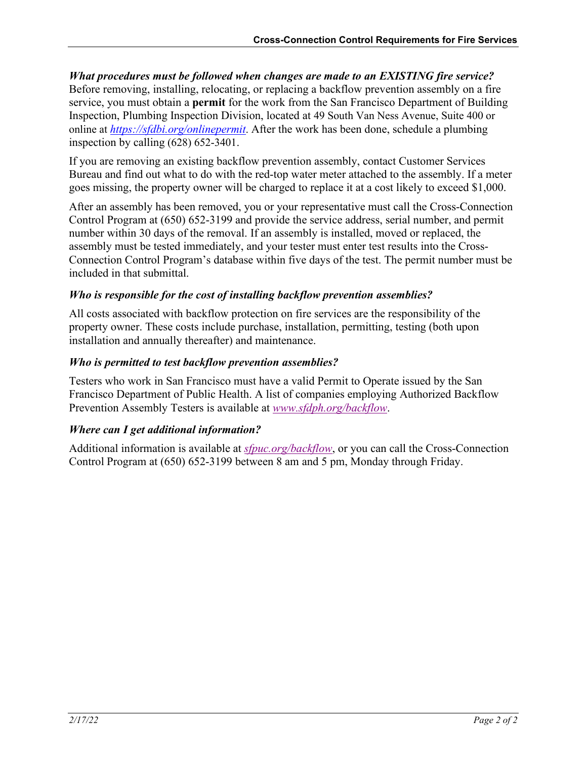### *What procedures must be followed when changes are made to an EXISTING fire service?*

Before removing, installing, relocating, or replacing a backflow prevention assembly on a fire service, you must obtain a **permit** for the work from the San Francisco Department of Building Inspection, Plumbing Inspection Division, located at 49 South Van Ness Avenue, Suite 400 or online at *https://sfdbi.org/onlinepermit*. After the work has been done, schedule a plumbing inspection by calling (628) 652-3401.

If you are removing an existing backflow prevention assembly, contact Customer Services Bureau and find out what to do with the red-top water meter attached to the assembly. If a meter goes missing, the property owner will be charged to replace it at a cost likely to exceed $1,000.

After an assembly has been removed, you or your representative must call the Cross-Connection Control Program at (650) 652-3199 and provide the service address, serial number, and permit number within 30 days of the removal. If an assembly is installed, moved or replaced, the assembly must be tested immediately, and your tester must enter test results into the Cross-Connection Control Program's database within five days of the test. The permit number must be included in that submittal.

### *Who is responsible for the cost of installing backflow prevention assemblies?*

All costs associated with backflow protection on fire services are the responsibility of the property owner. These costs include purchase, installation, permitting, testing (both upon installation and annually thereafter) and maintenance.

### *Who is permitted to test backflow prevention assemblies?*

Testers who work in San Francisco must have a valid Permit to Operate issued by the San Francisco Department of Public Health. A list of companies employing Authorized Backflow Prevention Assembly Testers is available at *www.sfdph.org/backflow*.

### *Where can I get additional information?*

Additional information is available at *sfpuc.org/backflow*, or you can call the Cross-Connection Control Program at (650) 652-3199 between 8 am and 5 pm, Monday through Friday.